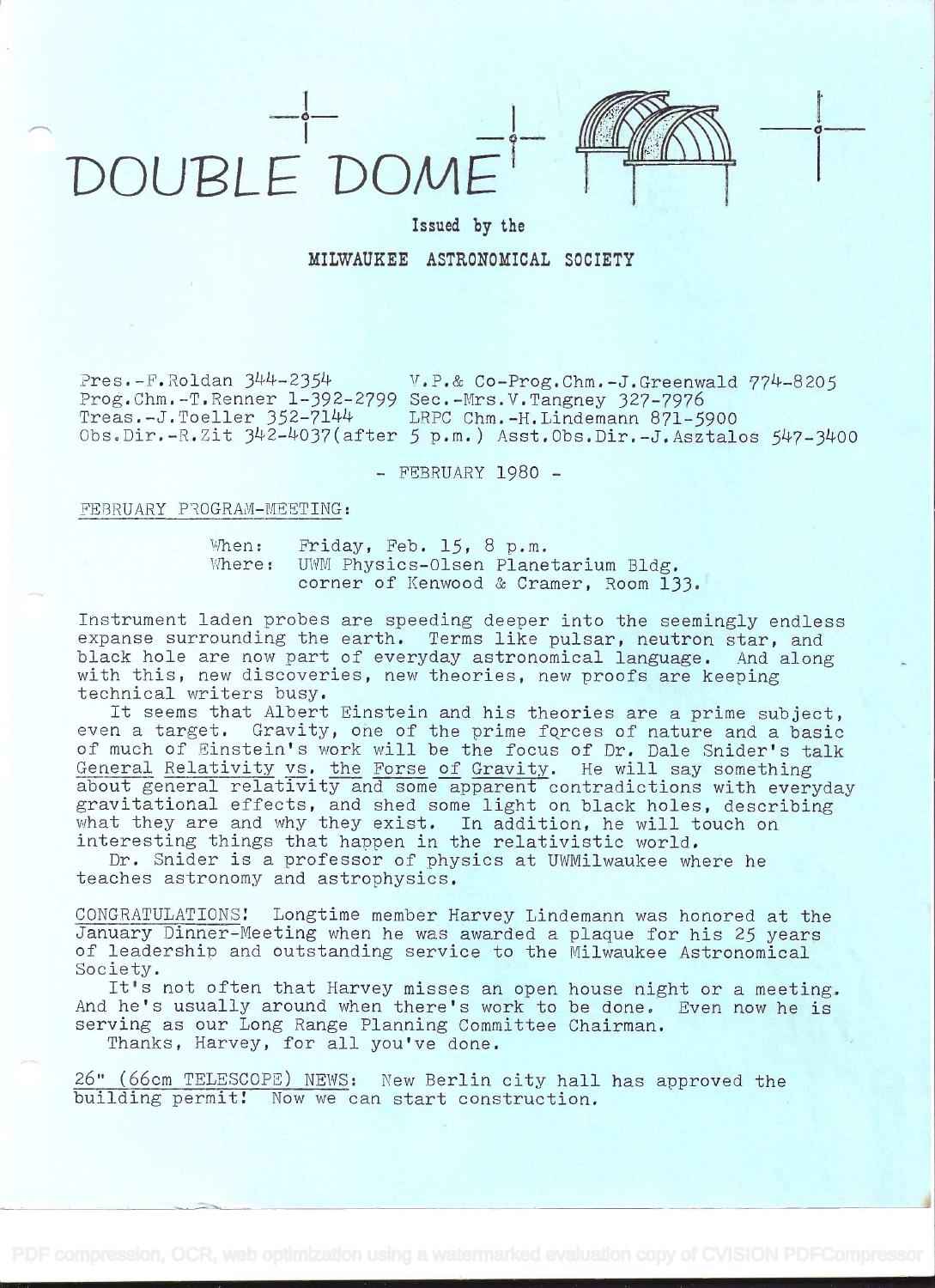# DOUBLE DOME

Issued by the

MILWAUKEE ASTRONOMICAL SOCIETY

Pres.-F.Roldan 344-2354 V.P.& Co-Prog.Chm.-J.Greenwald 774-8205
Prog.Chm.-T.Renner 1-392-2799 Sec.-Mrs.V.Tangney 327-7976
Treas.-J.Toeller 352-7144 LRPC Chm.-H.Lindemann 871-5900
Obs.Dir.-R.Zit 342-4037(after 5 p.m.) Asst.Obs.Dir.-J.Asztalos 547-3400

\- FEBRUARY 1980 -

FEBRUARY PROGRAM-MEETING:

When: Friday, Feb. 15, 8 p.m.
Where: UWM Physics-Olsen Planetarium Bldg.
corner of Kenwood & Cramer, Room 133.

Instrument laden probes are speeding deeper into the seemingly endless expanse surrounding the earth. Terms like pulsar, neutron star, and black hole are now part of everyday astronomical language. And along with this, new discoveries, new theories, new proofs are keeping technical writers busy.

It seems that Albert Einstein and his theories are a prime subject, even a target. Gravity, one of the prime forces of nature and a basic of much of Einstein's work will be the focus of Dr. Dale Snider's talk General Relativity vs. the Forse of Gravity. He will say something about general relativity and some apparent contradictions with everyday gravitational effects, and shed some light on black holes, describing what they are and why they exist. In addition, he will touch on interesting things that happen in the relativistic world.

Dr. Snider is a professor of physics at UWMilwaukee where he teaches astronomy and astrophysics.

CONGRATULATIONS! Longtime member Harvey Lindemann was honored at the January Dinner-Meeting when he was awarded a plaque for his 25 years of leadership and outstanding service to the Milwaukee Astronomical Society.

It's not often that Harvey misses an open house night or a meeting. And he's usually around when there's work to be done. Even now he is serving as our Long Range Planning Committee Chairman.

Thanks, Harvey, for all you've done.

26" (66cm TELESCOPE) NEWS: New Berlin city hall has approved the building permit! Now we can start construction.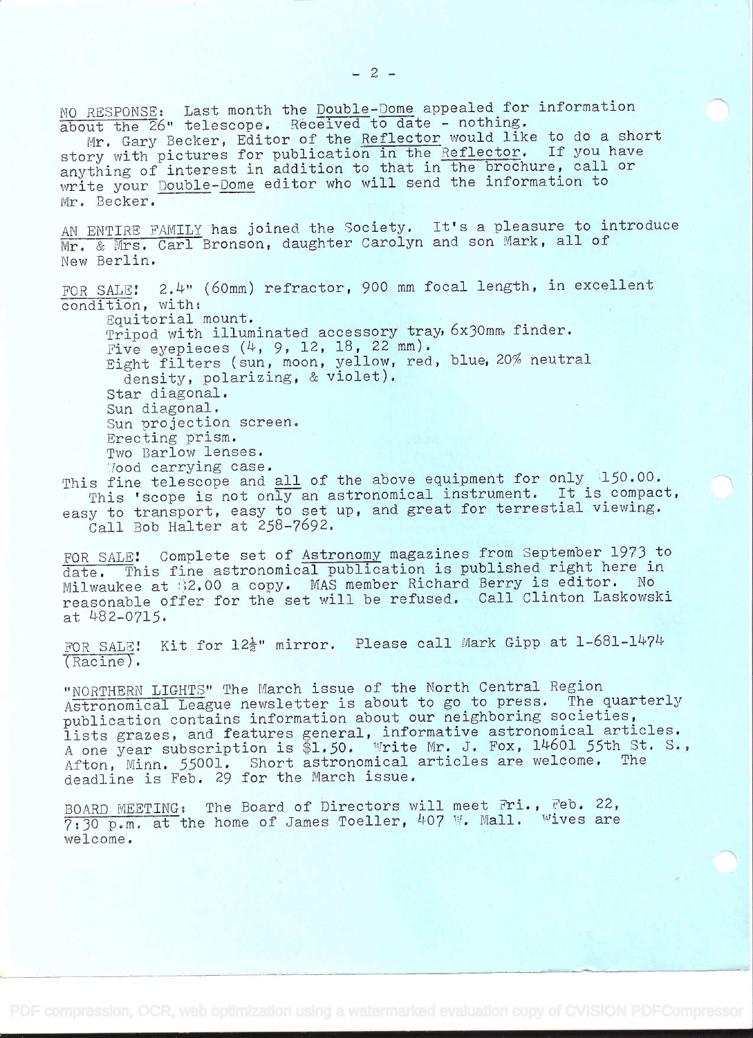NO RESPONSE: Last month the Double-Dome appealed for information about the 26" telescope. Received to date - nothing.

Mr. Gary Becker, Editor of the Reflector would like to do a short story with pictures for publication in the Reflector. If you have anything of interest in addition to that in the brochure, call or write your Double-Dome editor who will send the information to Mr. Becker.

AN ENTIRE FAMILY has joined the Society. It's a pleasure to introduce Mr. & Mrs. Carl Bronson, daughter Carolyn and son Mark, all of New Berlin.

FOR SALE: 2.4" (60mm) refractor, 900 mm focal length, in excellent condition, with:

- Equitorial mount.
- Tripod with illuminated accessory tray, 6x30mm finder.
- Five eyepieces (4, 9, 12, 18, 22 mm).
- Eight filters (sun, moon, yellow, red, blue, 20% neutral density, polarizing, & violet).
- Star diagonal.
- Sun diagonal.
- Sun projection screen.
- Erecting prism.
- Two Barlow lenses.
- Wood carrying case.

This fine telescope and all of the above equipment for only $150.00.

This 'scope is not only an astronomical instrument. It is compact, easy to transport, easy to set up, and great for terrestial viewing.

Call Bob Halter at 258-7692.

FOR SALE: Complete set of Astronomy magazines from September 1973 to date. This fine astronomical publication is published right here in Milwaukee at $2.00 a copy. MAS member Richard Berry is editor. No reasonable offer for the set will be refused. Call Clinton Laskowski at 482-0715.

FOR SALE: Kit for 12½" mirror. Please call Mark Gipp at 1-681-1474 (Racine).

"NORTHERN LIGHTS" The March issue of the North Central Region Astronomical League newsletter is about to go to press. The quarterly publication contains information about our neighboring societies, lists grazes, and features general, informative astronomical articles. A one year subscription is $1.50. Write Mr. J. Fox, 14601 55th St. S., Afton, Minn. 55001. Short astronomical articles are welcome. The deadline is Feb. 29 for the March issue.

BOARD MEETING: The Board of Directors will meet Fri., Feb. 22, 7:30 p.m. at the home of James Toeller, 407 W. Mall. Wives are welcome.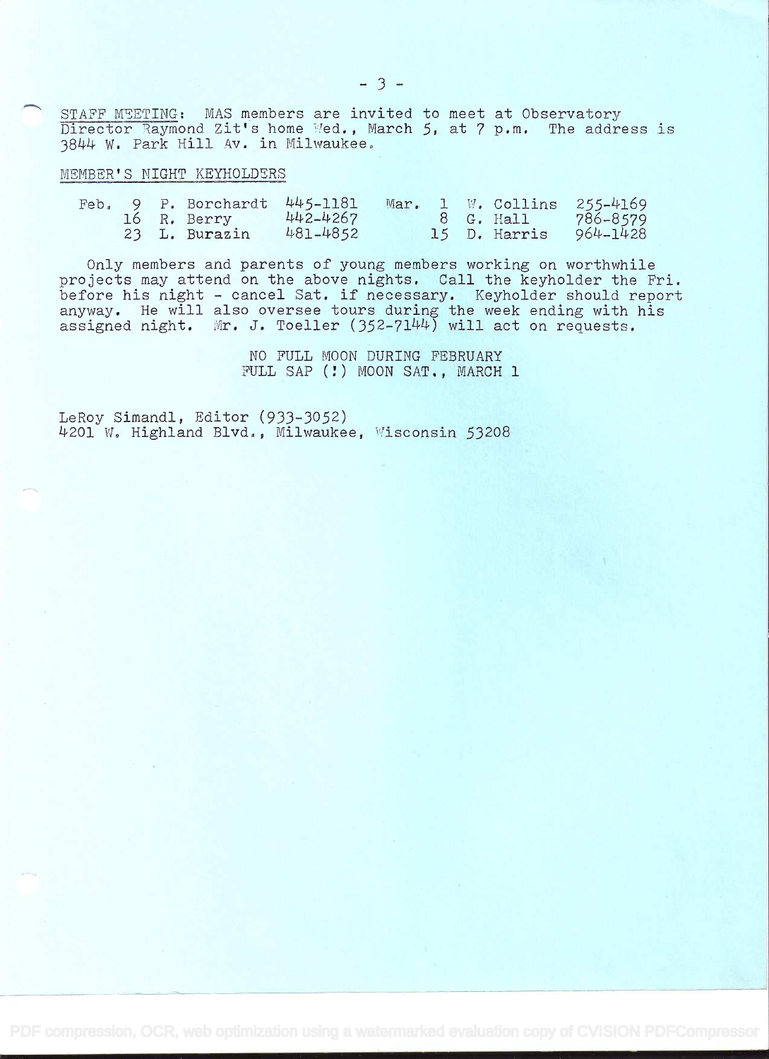STAFF MEETING: MAS members are invited to meet at Observatory Director Raymond Zit's home Wed., March 5, at 7 p.m. The address is 3844 W. Park Hill Av. in Milwaukee.

MEMBER'S NIGHT KEYHOLDERS

| | | | | | | | |
|---|---|---|---|---|---|---|---|
| Feb. | 9 | P. Borchardt | 445-1181 | Mar. | 1 | W. Collins | 255-4169 |
| | 16 | R. Berry | 442-4267 | | 8 | G. Hall | 786-8579 |
| | 23 | L. Burazin | 481-4852 | | 15 | D. Harris | 964-1428 |

Only members and parents of young members working on worthwhile projects may attend on the above nights. Call the keyholder the Fri. before his night - cancel Sat. if necessary. Keyholder should report anyway. He will also oversee tours during the week ending with his assigned night. Mr. J. Toeller (352-7144) will act on requests.

NO FULL MOON DURING FEBRUARY
FULL SAP (!) MOON SAT., MARCH 1

LeRoy Simandl, Editor (933-3052)
4201 W. Highland Blvd., Milwaukee, Wisconsin 53208